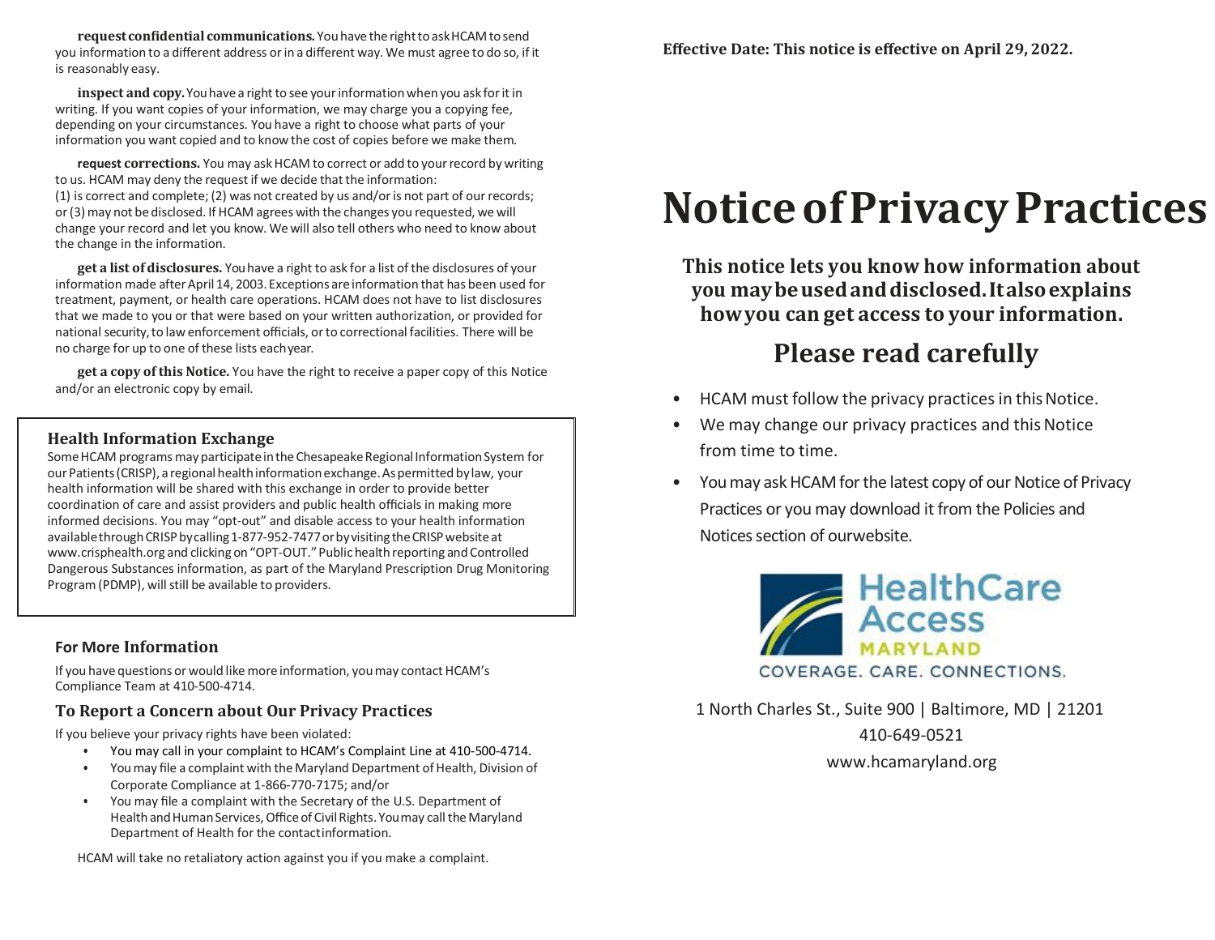**request confidential communications.** You have the right to ask HCAM to send you information to a different address or in a different way. We must agree to do so, if it is reasonably easy.

**inspect and copy.** You have a right to see your information when you ask for it in writing. If you want copies of your information, we may charge you a copying fee, depending on your circumstances. You have a right to choose what parts of your information you want copied and to know the cost of copies before we make them.

**request corrections.** You may ask HCAM to correct or add to your record by writing to us. HCAM may deny the request if we decide that the information: (1) is correct and complete; (2) was not created by us and/or is not part of our records; or (3) may not be disclosed. If HCAM agrees with the changes you requested, we will change your record and let you know. We will also tell others who need to know about the change in the information.

**get a list of disclosures.** You have a right to ask for a list of the disclosures of your information made after April 14, 2003. Exceptions are information that has been used for treatment, payment, or health care operations. HCAM does not have to list disclosures that we made to you or that were based on your written authorization, or provided for national security, to law enforcement officials, or to correctional facilities. There will be no charge for up to one of these lists each year.

**get a copy of this Notice.** You have the right to receive a paper copy of this Notice and/or an electronic copy by email.

### Health Information Exchange

Some HCAM programs may participate in the Chesapeake Regional Information System for our Patients (CRISP), a regional health information exchange. As permitted by law, your health information will be shared with this exchange in order to provide better coordination of care and assist providers and public health officials in making more informed decisions. You may "opt-out" and disable access to your health information available through CRISP by calling 1-877-952-7477 or by visiting the CRISP website at www.crisphealth.org and clicking on "OPT-OUT." Public health reporting and Controlled Dangerous Substances information, as part of the Maryland Prescription Drug Monitoring Program (PDMP), will still be available to providers.

### For More Information

If you have questions or would like more information, you may contact HCAM's Compliance Team at 410-500-4714.

### To Report a Concern about Our Privacy Practices

If you believe your privacy rights have been violated:

- You may call in your complaint to HCAM's Complaint Line at 410-500-4714.
- You may file a complaint with the Maryland Department of Health, Division of Corporate Compliance at 1-866-770-7175; and/or
- You may file a complaint with the Secretary of the U.S. Department of Health and Human Services, Office of Civil Rights. You may call the Maryland Department of Health for the contact information.

HCAM will take no retaliatory action against you if you make a complaint.

**Effective Date: This notice is effective on April 29, 2022.**

# Notice of Privacy Practices

**This notice lets you know how information about you may be used and disclosed. It also explains how you can get access to your information.**

## Please read carefully

- HCAM must follow the privacy practices in this Notice.
- We may change our privacy practices and this Notice from time to time.
- You may ask HCAM for the latest copy of our Notice of Privacy Practices or you may download it from the Policies and Notices section of our website.

HealthCare Access MARYLAND

COVERAGE. CARE. CONNECTIONS.

1 North Charles St., Suite 900 | Baltimore, MD | 21201

410-649-0521

www.hcamaryland.org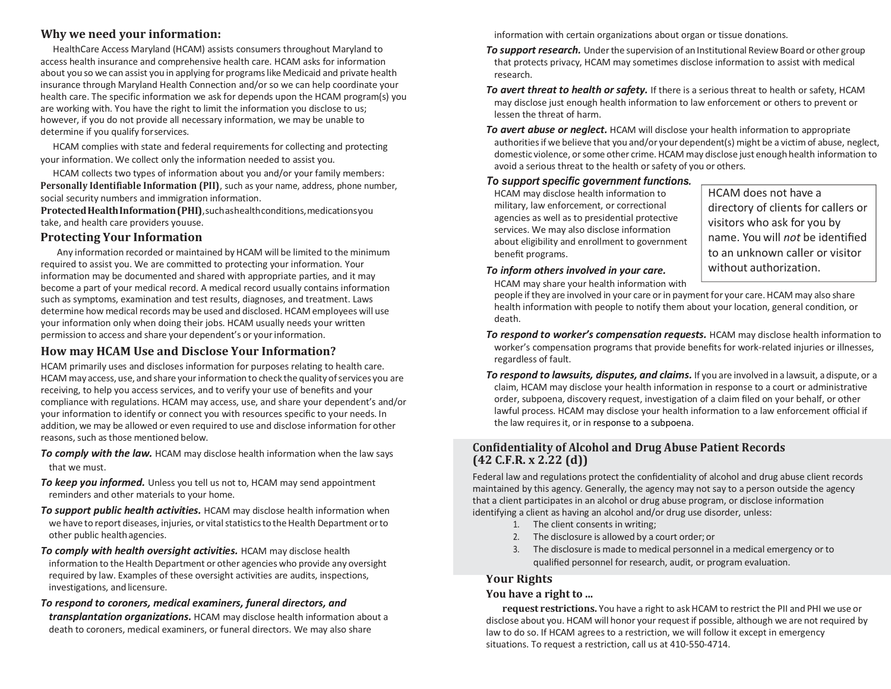## Why we need your information:

HealthCare Access Maryland (HCAM) assists consumers throughout Maryland to access health insurance and comprehensive health care. HCAM asks for information about you so we can assist you in applying for programs like Medicaid and private health insurance through Maryland Health Connection and/or so we can help coordinate your health care. The specific information we ask for depends upon the HCAM program(s) you are working with. You have the right to limit the information you disclose to us; however, if you do not provide all necessary information, we may be unable to determine if you qualify for services.

HCAM complies with state and federal requirements for collecting and protecting your information. We collect only the information needed to assist you.

HCAM collects two types of information about you and/or your family members:
**Personally Identifiable Information (PII)**, such as your name, address, phone number, social security numbers and immigration information.
**Protected Health Information (PHI)**, such as health conditions, medications you take, and health care providers you use.

## Protecting Your Information

Any information recorded or maintained by HCAM will be limited to the minimum required to assist you. We are committed to protecting your information. Your information may be documented and shared with appropriate parties, and it may become a part of your medical record. A medical record usually contains information such as symptoms, examination and test results, diagnoses, and treatment. Laws determine how medical records may be used and disclosed. HCAM employees will use your information only when doing their jobs. HCAM usually needs your written permission to access and share your dependent's or your information.

## How may HCAM Use and Disclose Your Information?

HCAM primarily uses and discloses information for purposes relating to health care. HCAM may access, use, and share your information to check the quality of services you are receiving, to help you access services, and to verify your use of benefits and your compliance with regulations. HCAM may access, use, and share your dependent's and/or your information to identify or connect you with resources specific to your needs. In addition, we may be allowed or even required to use and disclose information for other reasons, such as those mentioned below.

***To comply with the law.*** HCAM may disclose health information when the law says that we must.

***To keep you informed.*** Unless you tell us not to, HCAM may send appointment reminders and other materials to your home.

***To support public health activities.*** HCAM may disclose health information when we have to report diseases, injuries, or vital statistics to the Health Department or to other public health agencies.

***To comply with health oversight activities.*** HCAM may disclose health information to the Health Department or other agencies who provide any oversight required by law. Examples of these oversight activities are audits, inspections, investigations, and licensure.

***To respond to coroners, medical examiners, funeral directors, and transplantation organizations.*** HCAM may disclose health information about a death to coroners, medical examiners, or funeral directors. We may also share information with certain organizations about organ or tissue donations.

***To support research.*** Under the supervision of an Institutional Review Board or other group that protects privacy, HCAM may sometimes disclose information to assist with medical research.

***To avert threat to health or safety.*** If there is a serious threat to health or safety, HCAM may disclose just enough health information to law enforcement or others to prevent or lessen the threat of harm.

***To avert abuse or neglect.*** HCAM will disclose your health information to appropriate authorities if we believe that you and/or your dependent(s) might be a victim of abuse, neglect, domestic violence, or some other crime. HCAM may disclose just enough health information to avoid a serious threat to the health or safety of you or others.

***To support specific government functions.*** HCAM may disclose health information to military, law enforcement, or correctional agencies as well as to presidential protective services. We may also disclose information about eligibility and enrollment to government benefit programs.

> HCAM does not have a directory of clients for callers or visitors who ask for you by name. You will *not* be identified to an unknown caller or visitor without authorization.

***To inform others involved in your care.*** HCAM may share your health information with people if they are involved in your care or in payment for your care. HCAM may also share health information with people to notify them about your location, general condition, or death.

***To respond to worker's compensation requests.*** HCAM may disclose health information to worker's compensation programs that provide benefits for work-related injuries or illnesses, regardless of fault.

***To respond to lawsuits, disputes, and claims.*** If you are involved in a lawsuit, a dispute, or a claim, HCAM may disclose your health information in response to a court or administrative order, subpoena, discovery request, investigation of a claim filed on your behalf, or other lawful process. HCAM may disclose your health information to a law enforcement official if the law requires it, or in response to a subpoena.

## Confidentiality of Alcohol and Drug Abuse Patient Records (42 C.F.R. x 2.22 (d))

Federal law and regulations protect the confidentiality of alcohol and drug abuse client records maintained by this agency. Generally, the agency may not say to a person outside the agency that a client participates in an alcohol or drug abuse program, or disclose information identifying a client as having an alcohol and/or drug use disorder, unless:

1. The client consents in writing;
2. The disclosure is allowed by a court order; or
3. The disclosure is made to medical personnel in a medical emergency or to qualified personnel for research, audit, or program evaluation.

## Your Rights

### You have a right to ...

**request restrictions.** You have a right to ask HCAM to restrict the PII and PHI we use or disclose about you. HCAM will honor your request if possible, although we are not required by law to do so. If HCAM agrees to a restriction, we will follow it except in emergency situations. To request a restriction, call us at 410-550-4714.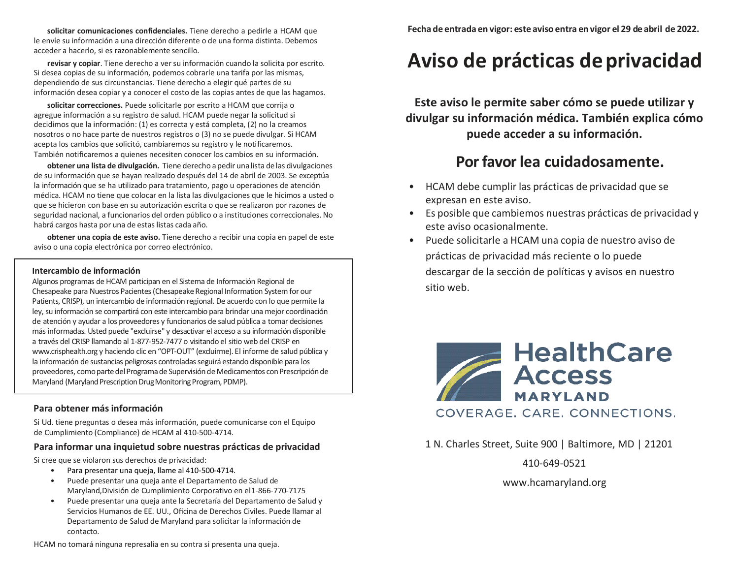**solicitar comunicaciones confidenciales.** Tiene derecho a pedirle a HCAM que le envíe su información a una dirección diferente o de una forma distinta. Debemos acceder a hacerlo, si es razonablemente sencillo.

**revisar y copiar**. Tiene derecho a ver su información cuando la solicita por escrito. Si desea copias de su información, podemos cobrarle una tarifa por las mismas, dependiendo de sus circunstancias. Tiene derecho a elegir qué partes de su información desea copiar y a conocer el costo de las copias antes de que las hagamos.

**solicitar correcciones.** Puede solicitarle por escrito a HCAM que corrija o agregue información a su registro de salud. HCAM puede negar la solicitud si decidimos que la información: (1) es correcta y está completa, (2) no la creamos nosotros o no hace parte de nuestros registros o (3) no se puede divulgar. Si HCAM acepta los cambios que solicitó, cambiaremos su registro y le notificaremos. También notificaremos a quienes necesiten conocer los cambios en su información.

**obtener una lista de divulgación.** Tiene derecho a pedir una lista de las divulgaciones de su información que se hayan realizado después del 14 de abril de 2003. Se exceptúa la información que se ha utilizado para tratamiento, pago u operaciones de atención médica. HCAM no tiene que colocar en la lista las divulgaciones que le hicimos a usted o que se hicieron con base en su autorización escrita o que se realizaron por razones de seguridad nacional, a funcionarios del orden público o a instituciones correccionales. No habrá cargos hasta por una de estas listas cada año.

**obtener una copia de este aviso.** Tiene derecho a recibir una copia en papel de este aviso o una copia electrónica por correo electrónico.

**Intercambio de información**

Algunos programas de HCAM participan en el Sistema de Información Regional de Chesapeake para Nuestros Pacientes (Chesapeake Regional Information System for our Patients, CRISP), un intercambio de información regional. De acuerdo con lo que permite la ley, su información se compartirá con este intercambio para brindar una mejor coordinación de atención y ayudar a los proveedores y funcionarios de salud pública a tomar decisiones más informadas. Usted puede "excluirse" y desactivar el acceso a su información disponible a través del CRISP llamando al 1-877-952-7477 o visitando el sitio web del CRISP en www.crisphealth.org y haciendo clic en "OPT-OUT" (excluirme). El informe de salud pública y la información de sustancias peligrosas controladas seguirá estando disponible para los proveedores, como parte del Programa de Supervisión de Medicamentos con Prescripción de Maryland (Maryland Prescription Drug Monitoring Program, PDMP).

### Para obtener más información

Si Ud. tiene preguntas o desea más información, puede comunicarse con el Equipo de Cumplimiento (Compliance) de HCAM al 410-500-4714.

### Para informar una inquietud sobre nuestras prácticas de privacidad

Si cree que se violaron sus derechos de privacidad:

- Para presentar una queja, llame al 410-500-4714.
- Puede presentar una queja ante el Departamento de Salud de Maryland,División de Cumplimiento Corporativo en el1-866-770-7175
- Puede presentar una queja ante la Secretaría del Departamento de Salud y Servicios Humanos de EE. UU., Oficina de Derechos Civiles. Puede llamar al Departamento de Salud de Maryland para solicitar la información de contacto.

HCAM no tomará ninguna represalia en su contra si presenta una queja.

**Fecha de entrada en vigor: este aviso entra en vigor el 29 de abril de 2022.**

# Aviso de prácticas de privacidad

**Este aviso le permite saber cómo se puede utilizar y divulgar su información médica. También explica cómo puede acceder a su información.**

## Por favor lea cuidadosamente.

- HCAM debe cumplir las prácticas de privacidad que se expresan en este aviso.
- Es posible que cambiemos nuestras prácticas de privacidad y este aviso ocasionalmente.
- Puede solicitarle a HCAM una copia de nuestro aviso de prácticas de privacidad más reciente o lo puede descargar de la sección de políticas y avisos en nuestro sitio web.

HealthCare Access MARYLAND

COVERAGE. CARE. CONNECTIONS.

1 N. Charles Street, Suite 900 | Baltimore, MD | 21201

410-649-0521

www.hcamaryland.org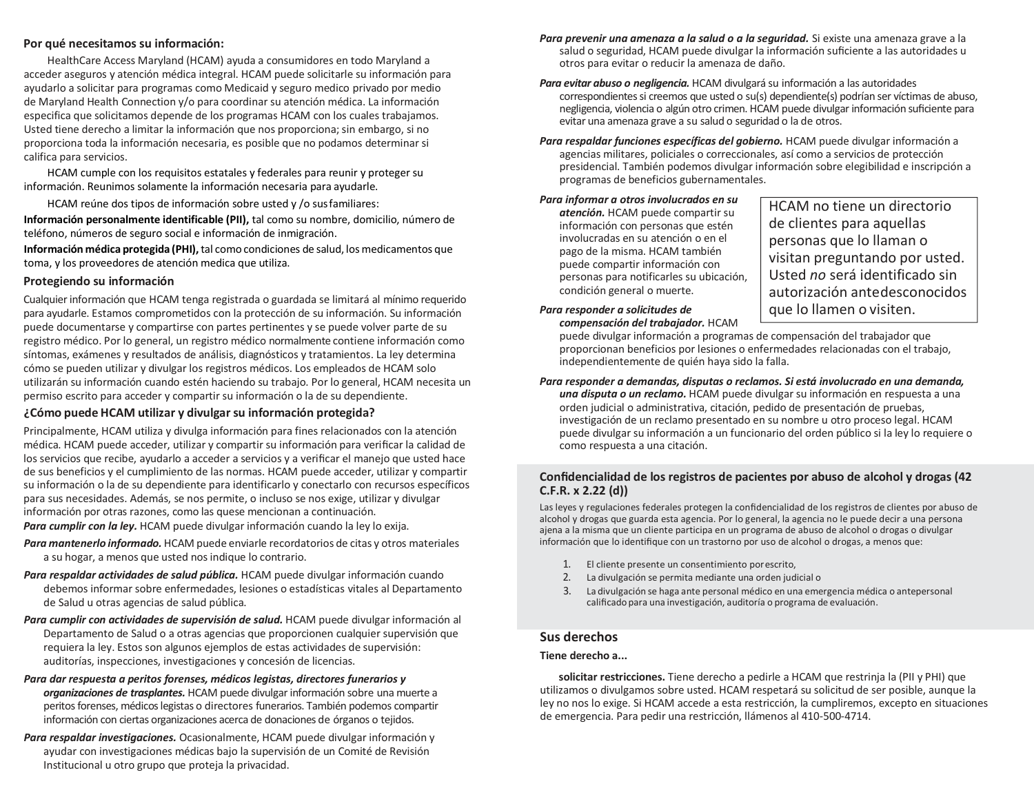**Por qué necesitamos su información:**

HealthCare Access Maryland (HCAM) ayuda a consumidores en todo Maryland a acceder aseguros y atención médica integral. HCAM puede solicitarle su información para ayudarlo a solicitar para programas como Medicaid y seguro medico privado por medio de Maryland Health Connection y/o para coordinar su atención médica. La información especifica que solicitamos depende de los programas HCAM con los cuales trabajamos. Usted tiene derecho a limitar la información que nos proporciona; sin embargo, si no proporciona toda la información necesaria, es posible que no podamos determinar si califica para servicios.

HCAM cumple con los requisitos estatales y federales para reunir y proteger su información. Reunimos solamente la información necesaria para ayudarle.

HCAM reúne dos tipos de información sobre usted y /o sus familiares:

**Información personalmente identificable (PII),** tal como su nombre, domicilio, número de teléfono, números de seguro social e información de inmigración.

**Información médica protegida (PHI),** tal como condiciones de salud, los medicamentos que toma, y los proveedores de atención medica que utiliza.

## Protegiendo su información

Cualquier información que HCAM tenga registrada o guardada se limitará al mínimo requerido para ayudarle. Estamos comprometidos con la protección de su información. Su información puede documentarse y compartirse con partes pertinentes y se puede volver parte de su registro médico. Por lo general, un registro médico normalmente contiene información como síntomas, exámenes y resultados de análisis, diagnósticos y tratamientos. La ley determina cómo se pueden utilizar y divulgar los registros médicos. Los empleados de HCAM solo utilizarán su información cuando estén haciendo su trabajo. Por lo general, HCAM necesita un permiso escrito para acceder y compartir su información o la de su dependiente.

## ¿Cómo puede HCAM utilizar y divulgar su información protegida?

Principalmente, HCAM utiliza y divulga información para fines relacionados con la atención médica. HCAM puede acceder, utilizar y compartir su información para verificar la calidad de los servicios que recibe, ayudarlo a acceder a servicios y a verificar el manejo que usted hace de sus beneficios y el cumplimiento de las normas. HCAM puede acceder, utilizar y compartir su información o la de su dependiente para identificarlo y conectarlo con recursos específicos para sus necesidades. Además, se nos permite, o incluso se nos exige, utilizar y divulgar información por otras razones, como las quese mencionan a continuación.

***Para cumplir con la ley.*** HCAM puede divulgar información cuando la ley lo exija.

***Para mantenerlo informado.*** HCAM puede enviarle recordatorios de citas y otros materiales a su hogar, a menos que usted nos indique lo contrario.

***Para respaldar actividades de salud pública.*** HCAM puede divulgar información cuando debemos informar sobre enfermedades, lesiones o estadísticas vitales al Departamento de Salud u otras agencias de salud pública.

***Para cumplir con actividades de supervisión de salud.*** HCAM puede divulgar información al Departamento de Salud o a otras agencias que proporcionen cualquier supervisión que requiera la ley. Estos son algunos ejemplos de estas actividades de supervisión: auditorías, inspecciones, investigaciones y concesión de licencias.

***Para dar respuesta a peritos forenses, médicos legistas, directores funerarios y organizaciones de trasplantes.*** HCAM puede divulgar información sobre una muerte a peritos forenses, médicos legistas o directores funerarios. También podemos compartir información con ciertas organizaciones acerca de donaciones de órganos o tejidos.

***Para respaldar investigaciones.*** Ocasionalmente, HCAM puede divulgar información y ayudar con investigaciones médicas bajo la supervisión de un Comité de Revisión Institucional u otro grupo que proteja la privacidad.

***Para prevenir una amenaza a la salud o a la seguridad.*** Si existe una amenaza grave a la salud o seguridad, HCAM puede divulgar la información suficiente a las autoridades u otros para evitar o reducir la amenaza de daño.

***Para evitar abuso o negligencia.*** HCAM divulgará su información a las autoridades correspondientes si creemos que usted o su(s) dependiente(s) podrían ser víctimas de abuso, negligencia, violencia o algún otro crimen. HCAM puede divulgar información suficiente para evitar una amenaza grave a su salud o seguridad o la de otros.

***Para respaldar funciones específicas del gobierno.*** HCAM puede divulgar información a agencias militares, policiales o correccionales, así como a servicios de protección presidencial. También podemos divulgar información sobre elegibilidad e inscripción a programas de beneficios gubernamentales.

***Para informar a otros involucrados en su atención.*** HCAM puede compartir su información con personas que estén involucradas en su atención o en el pago de la misma. HCAM también puede compartir información con personas para notificarles su ubicación, condición general o muerte.

> HCAM no tiene un directorio de clientes para aquellas personas que lo llaman o visitan preguntando por usted. Usted *no* será identificado sin autorización antedesconocidos que lo llamen o visiten.

***Para responder a solicitudes de compensación del trabajador.*** HCAM puede divulgar información a programas de compensación del trabajador que proporcionan beneficios por lesiones o enfermedades relacionadas con el trabajo, independientemente de quién haya sido la falla.

***Para responder a demandas, disputas o reclamos. Si está involucrado en una demanda, una disputa o un reclamo.*** HCAM puede divulgar su información en respuesta a una orden judicial o administrativa, citación, pedido de presentación de pruebas, investigación de un reclamo presentado en su nombre u otro proceso legal. HCAM puede divulgar su información a un funcionario del orden público si la ley lo requiere o como respuesta a una citación.

### Confidencialidad de los registros de pacientes por abuso de alcohol y drogas (42 C.F.R. x 2.22 (d))

Las leyes y regulaciones federales protegen la confidencialidad de los registros de clientes por abuso de alcohol y drogas que guarda esta agencia. Por lo general, la agencia no le puede decir a una persona ajena a la misma que un cliente participa en un programa de abuso de alcohol o drogas o divulgar información que lo identifique con un trastorno por uso de alcohol o drogas, a menos que:

1. El cliente presente un consentimiento porescrito,
2. La divulgación se permita mediante una orden judicial o
3. La divulgación se haga ante personal médico en una emergencia médica o antepersonal calificado para una investigación, auditoría o programa de evaluación.

## Sus derechos

**Tiene derecho a...**

**solicitar restricciones.** Tiene derecho a pedirle a HCAM que restrinja la (PII y PHI) que utilizamos o divulgamos sobre usted. HCAM respetará su solicitud de ser posible, aunque la ley no nos lo exige. Si HCAM accede a esta restricción, la cumpliremos, excepto en situaciones de emergencia. Para pedir una restricción, llámenos al 410-500-4714.